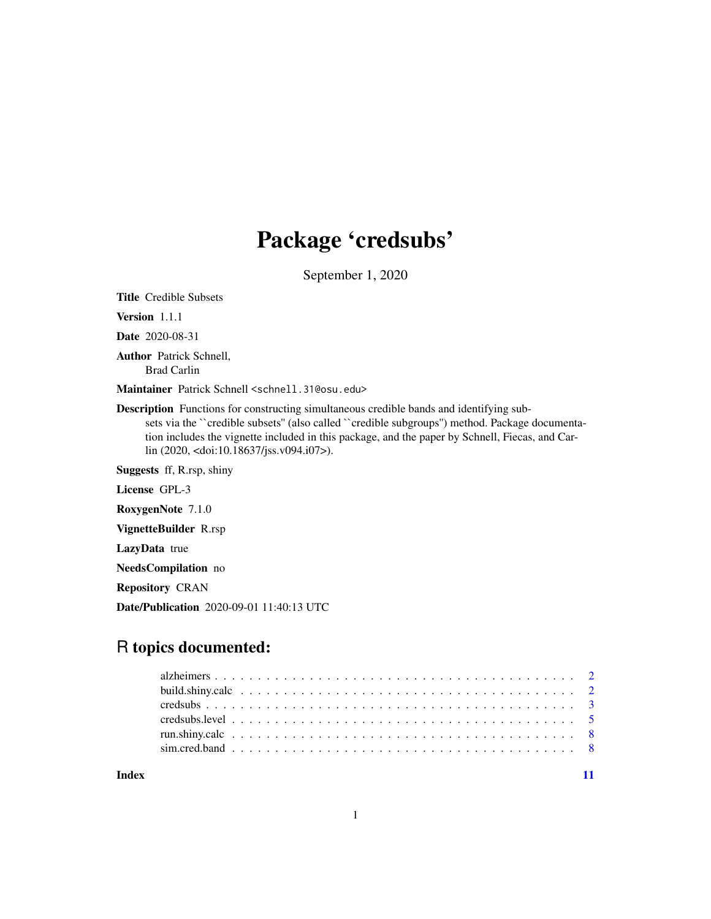# Package 'credsubs'

September 1, 2020

**Title** Credible Subsets

**Version** 1.1.1

**Date** 2020-08-31

**Author** Patrick Schnell,
Brad Carlin

**Maintainer** Patrick Schnell <schnell.31@osu.edu>

**Description** Functions for constructing simultaneous credible bands and identifying subsets via the ``credible subsets'' (also called ``credible subgroups'') method. Package documentation includes the vignette included in this package, and the paper by Schnell, Fiecas, and Carlin (2020, <doi:10.18637/jss.v094.i07>).

**Suggests** ff, R.rsp, shiny

**License** GPL-3

**RoxygenNote** 7.1.0

**VignetteBuilder** R.rsp

**LazyData** true

**NeedsCompilation** no

**Repository** CRAN

**Date/Publication** 2020-09-01 11:40:13 UTC

## R topics documented:

| | |
|---|---|
| alzheimers | 2 |
| build.shiny.calc | 2 |
| credsubs | 3 |
| credsubs.level | 5 |
| run.shiny.calc | 8 |
| sim.cred.band | 8 |
| **Index** | **11** |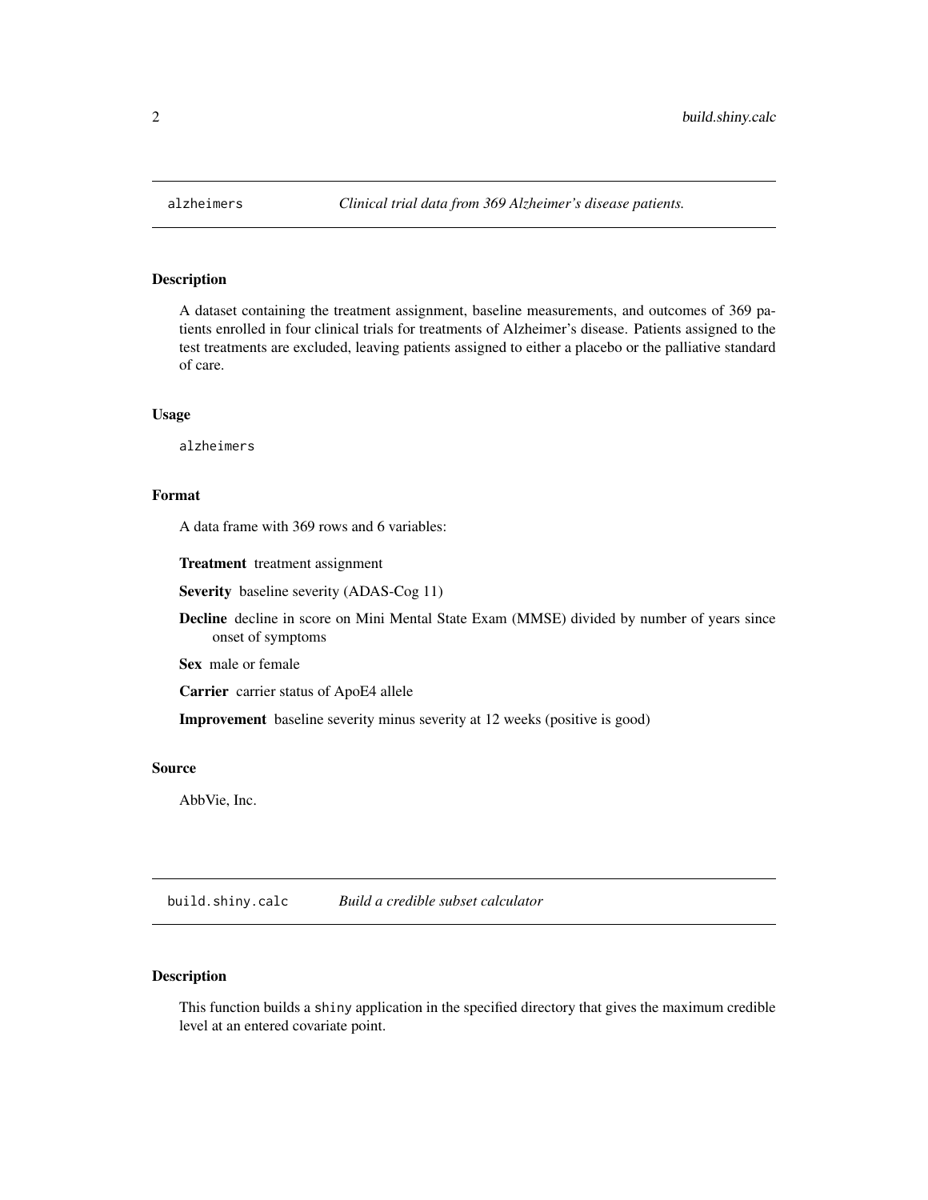## `alzheimers` — *Clinical trial data from 369 Alzheimer's disease patients.*

### Description

A dataset containing the treatment assignment, baseline measurements, and outcomes of 369 patients enrolled in four clinical trials for treatments of Alzheimer's disease. Patients assigned to the test treatments are excluded, leaving patients assigned to either a placebo or the palliative standard of care.

### Usage

```
alzheimers
```

### Format

A data frame with 369 rows and 6 variables:

- **Treatment** treatment assignment
- **Severity** baseline severity (ADAS-Cog 11)
- **Decline** decline in score on Mini Mental State Exam (MMSE) divided by number of years since onset of symptoms
- **Sex** male or female
- **Carrier** carrier status of ApoE4 allele
- **Improvement** baseline severity minus severity at 12 weeks (positive is good)

### Source

AbbVie, Inc.

## `build.shiny.calc` — *Build a credible subset calculator*

### Description

This function builds a `shiny` application in the specified directory that gives the maximum credible level at an entered covariate point.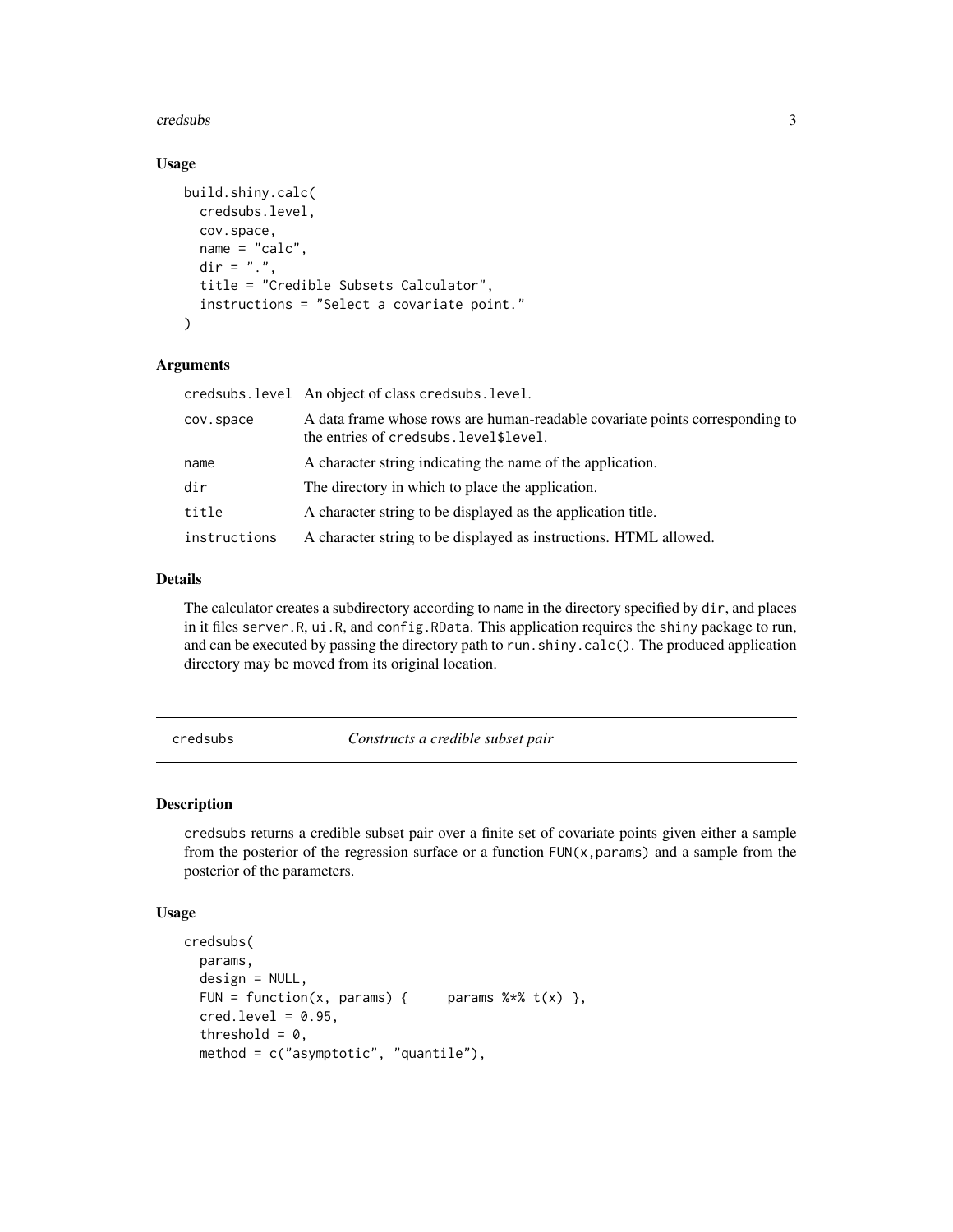### Usage

```
build.shiny.calc(
  credsubs.level,
  cov.space,
  name = "calc",
  dir = ".",
  title = "Credible Subsets Calculator",
  instructions = "Select a covariate point."
)
```

### Arguments

| | |
|---|---|
| credsubs.level | An object of class credsubs.level. |
| cov.space | A data frame whose rows are human-readable covariate points corresponding to the entries of credsubs.level$level. |
| name | A character string indicating the name of the application. |
| dir | The directory in which to place the application. |
| title | A character string to be displayed as the application title. |
| instructions | A character string to be displayed as instructions. HTML allowed. |

### Details

The calculator creates a subdirectory according to name in the directory specified by dir, and places in it files server.R, ui.R, and config.RData. This application requires the shiny package to run, and can be executed by passing the directory path to run.shiny.calc(). The produced application directory may be moved from its original location.

---

## credsubs — *Constructs a credible subset pair*

### Description

credsubs returns a credible subset pair over a finite set of covariate points given either a sample from the posterior of the regression surface or a function FUN(x,params) and a sample from the posterior of the parameters.

### Usage

```
credsubs(
  params,
  design = NULL,
  FUN = function(x, params) {     params %*% t(x) },
  cred.level = 0.95,
  threshold = 0,
  method = c("asymptotic", "quantile"),
```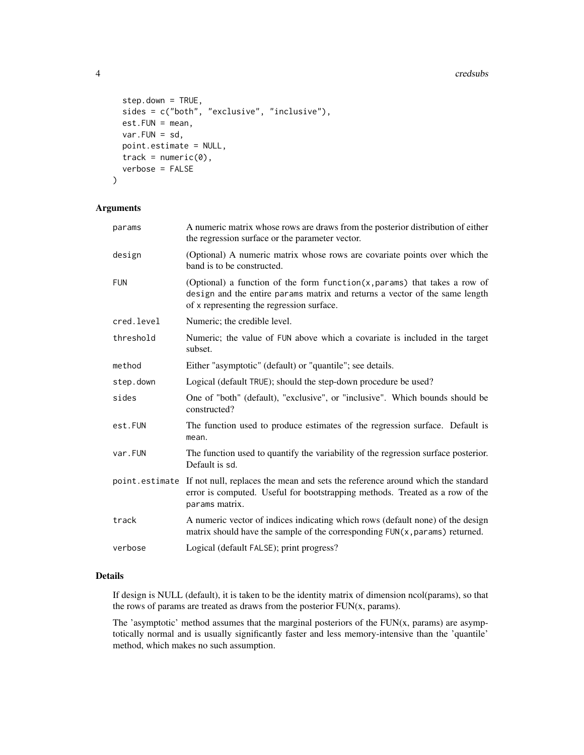```
  step.down = TRUE,
  sides = c("both", "exclusive", "inclusive"),
  est.FUN = mean,
  var.FUN = sd,
  point.estimate = NULL,
  track = numeric(0),
  verbose = FALSE
)
```

## Arguments

| | |
|---|---|
| params | A numeric matrix whose rows are draws from the posterior distribution of either the regression surface or the parameter vector. |
| design | (Optional) A numeric matrix whose rows are covariate points over which the band is to be constructed. |
| FUN | (Optional) a function of the form `function(x,params)` that takes a row of `design` and the entire `params` matrix and returns a vector of the same length of `x` representing the regression surface. |
| cred.level | Numeric; the credible level. |
| threshold | Numeric; the value of `FUN` above which a covariate is included in the target subset. |
| method | Either "asymptotic" (default) or "quantile"; see details. |
| step.down | Logical (default `TRUE`); should the step-down procedure be used? |
| sides | One of "both" (default), "exclusive", or "inclusive". Which bounds should be constructed? |
| est.FUN | The function used to produce estimates of the regression surface. Default is `mean`. |
| var.FUN | The function used to quantify the variability of the regression surface posterior. Default is `sd`. |
| point.estimate | If not null, replaces the mean and sets the reference around which the standard error is computed. Useful for bootstrapping methods. Treated as a row of the `params` matrix. |
| track | A numeric vector of indices indicating which rows (default none) of the design matrix should have the sample of the corresponding `FUN(x,params)` returned. |
| verbose | Logical (default `FALSE`); print progress? |

## Details

If design is NULL (default), it is taken to be the identity matrix of dimension ncol(params), so that the rows of params are treated as draws from the posterior FUN(x, params).

The 'asymptotic' method assumes that the marginal posteriors of the FUN(x, params) are asymptotically normal and is usually significantly faster and less memory-intensive than the 'quantile' method, which makes no such assumption.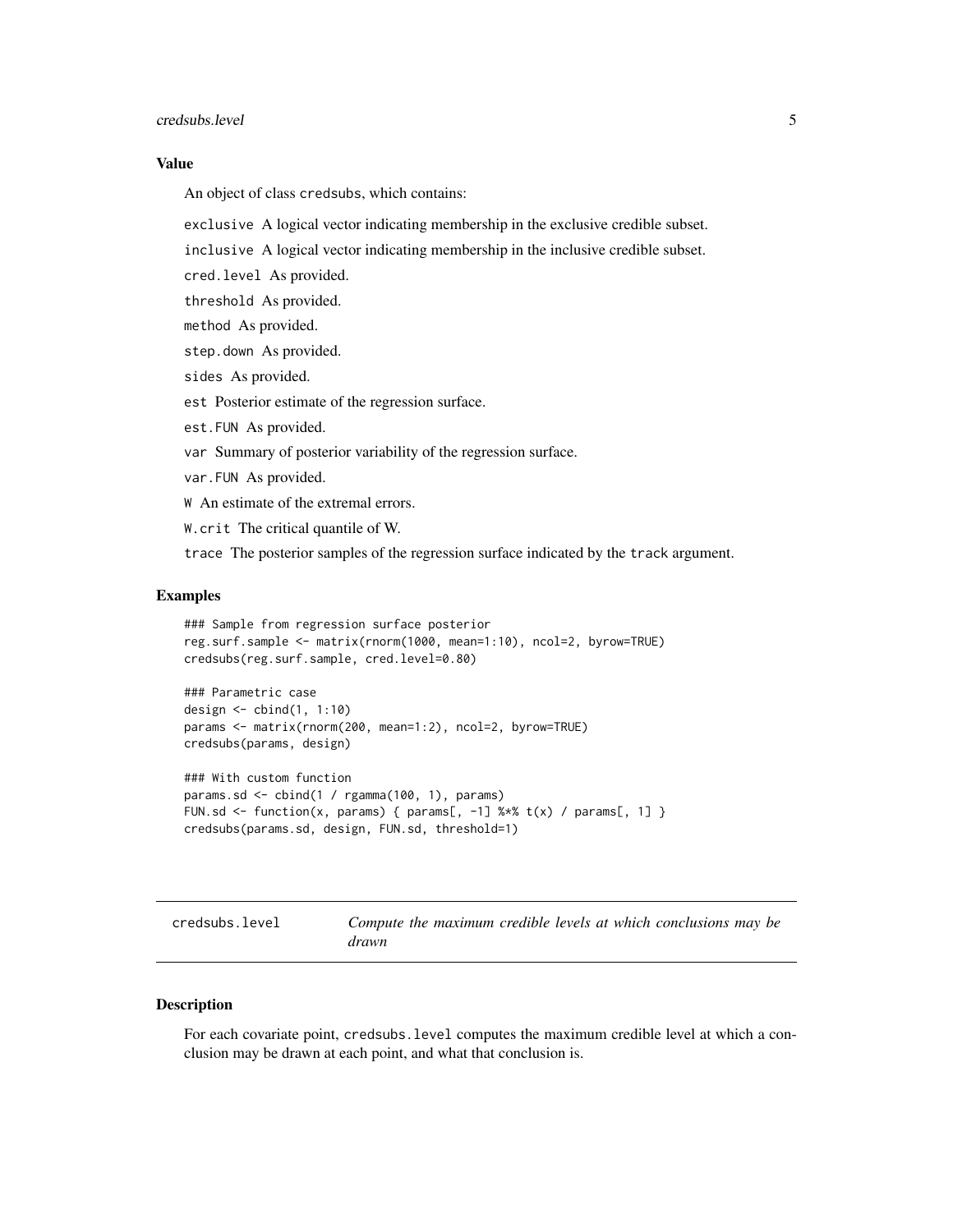### Value

An object of class `credsubs`, which contains:

- `exclusive` A logical vector indicating membership in the exclusive credible subset.
- `inclusive` A logical vector indicating membership in the inclusive credible subset.
- `cred.level` As provided.
- `threshold` As provided.
- `method` As provided.
- `step.down` As provided.
- `sides` As provided.
- `est` Posterior estimate of the regression surface.
- `est.FUN` As provided.
- `var` Summary of posterior variability of the regression surface.
- `var.FUN` As provided.
- `W` An estimate of the extremal errors.
- `W.crit` The critical quantile of W.
- `trace` The posterior samples of the regression surface indicated by the `track` argument.

### Examples

```
### Sample from regression surface posterior
reg.surf.sample <- matrix(rnorm(1000, mean=1:10), ncol=2, byrow=TRUE)
credsubs(reg.surf.sample, cred.level=0.80)

### Parametric case
design <- cbind(1, 1:10)
params <- matrix(rnorm(200, mean=1:2), ncol=2, byrow=TRUE)
credsubs(params, design)

### With custom function
params.sd <- cbind(1 / rgamma(100, 1), params)
FUN.sd <- function(x, params) { params[, -1] %*% t(x) / params[, 1] }
credsubs(params.sd, design, FUN.sd, threshold=1)
```

---

## credsubs.level — *Compute the maximum credible levels at which conclusions may be drawn*

### Description

For each covariate point, `credsubs.level` computes the maximum credible level at which a conclusion may be drawn at each point, and what that conclusion is.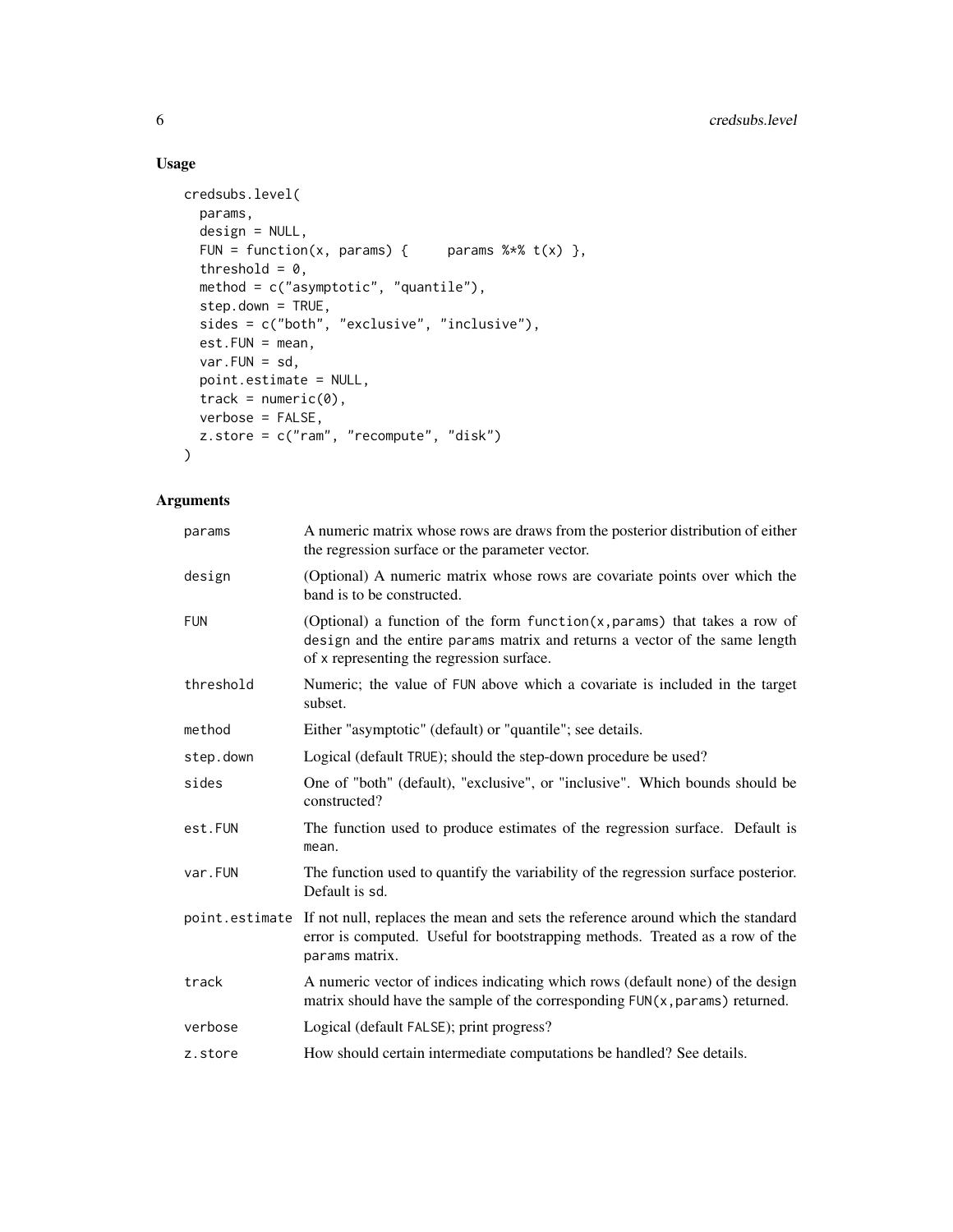## Usage

```
credsubs.level(
  params,
  design = NULL,
  FUN = function(x, params) {     params %*% t(x) },
  threshold = 0,
  method = c("asymptotic", "quantile"),
  step.down = TRUE,
  sides = c("both", "exclusive", "inclusive"),
  est.FUN = mean,
  var.FUN = sd,
  point.estimate = NULL,
  track = numeric(0),
  verbose = FALSE,
  z.store = c("ram", "recompute", "disk")
)
```

## Arguments

| | |
|---|---|
| params | A numeric matrix whose rows are draws from the posterior distribution of either the regression surface or the parameter vector. |
| design | (Optional) A numeric matrix whose rows are covariate points over which the band is to be constructed. |
| FUN | (Optional) a function of the form function(x,params) that takes a row of design and the entire params matrix and returns a vector of the same length of x representing the regression surface. |
| threshold | Numeric; the value of FUN above which a covariate is included in the target subset. |
| method | Either "asymptotic" (default) or "quantile"; see details. |
| step.down | Logical (default TRUE); should the step-down procedure be used? |
| sides | One of "both" (default), "exclusive", or "inclusive". Which bounds should be constructed? |
| est.FUN | The function used to produce estimates of the regression surface. Default is mean. |
| var.FUN | The function used to quantify the variability of the regression surface posterior. Default is sd. |
| point.estimate | If not null, replaces the mean and sets the reference around which the standard error is computed. Useful for bootstrapping methods. Treated as a row of the params matrix. |
| track | A numeric vector of indices indicating which rows (default none) of the design matrix should have the sample of the corresponding FUN(x,params) returned. |
| verbose | Logical (default FALSE); print progress? |
| z.store | How should certain intermediate computations be handled? See details. |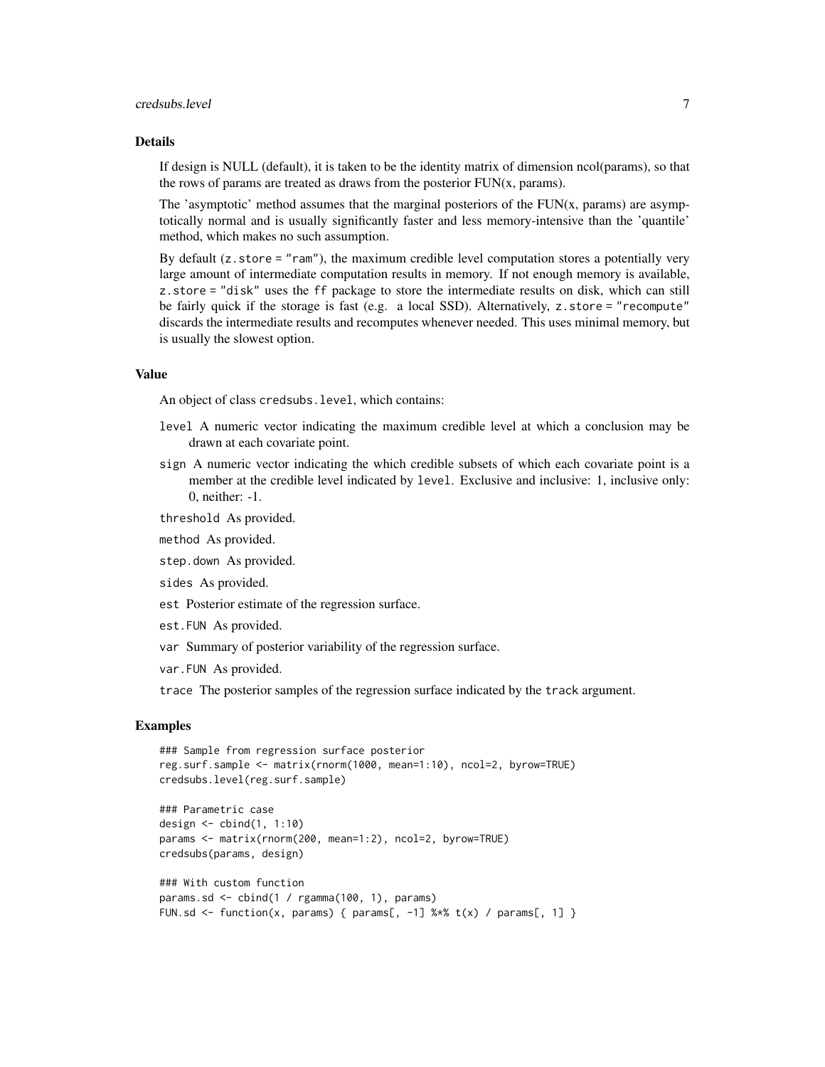## Details

If design is NULL (default), it is taken to be the identity matrix of dimension ncol(params), so that the rows of params are treated as draws from the posterior FUN(x, params).

The 'asymptotic' method assumes that the marginal posteriors of the FUN(x, params) are asymptotically normal and is usually significantly faster and less memory-intensive than the 'quantile' method, which makes no such assumption.

By default (`z.store = "ram"`), the maximum credible level computation stores a potentially very large amount of intermediate computation results in memory. If not enough memory is available, `z.store = "disk"` uses the `ff` package to store the intermediate results on disk, which can still be fairly quick if the storage is fast (e.g. a local SSD). Alternatively, `z.store = "recompute"` discards the intermediate results and recomputes whenever needed. This uses minimal memory, but is usually the slowest option.

## Value

An object of class `credsubs.level`, which contains:

- `level` A numeric vector indicating the maximum credible level at which a conclusion may be drawn at each covariate point.
- `sign` A numeric vector indicating the which credible subsets of which each covariate point is a member at the credible level indicated by `level`. Exclusive and inclusive: 1, inclusive only: 0, neither: -1.
- `threshold` As provided.
- `method` As provided.
- `step.down` As provided.
- `sides` As provided.
- `est` Posterior estimate of the regression surface.
- `est.FUN` As provided.
- `var` Summary of posterior variability of the regression surface.
- `var.FUN` As provided.
- `trace` The posterior samples of the regression surface indicated by the `track` argument.

## Examples

```
### Sample from regression surface posterior
reg.surf.sample <- matrix(rnorm(1000, mean=1:10), ncol=2, byrow=TRUE)
credsubs.level(reg.surf.sample)

### Parametric case
design <- cbind(1, 1:10)
params <- matrix(rnorm(200, mean=1:2), ncol=2, byrow=TRUE)
credsubs(params, design)

### With custom function
params.sd <- cbind(1 / rgamma(100, 1), params)
FUN.sd <- function(x, params) { params[, -1] %*% t(x) / params[, 1] }
```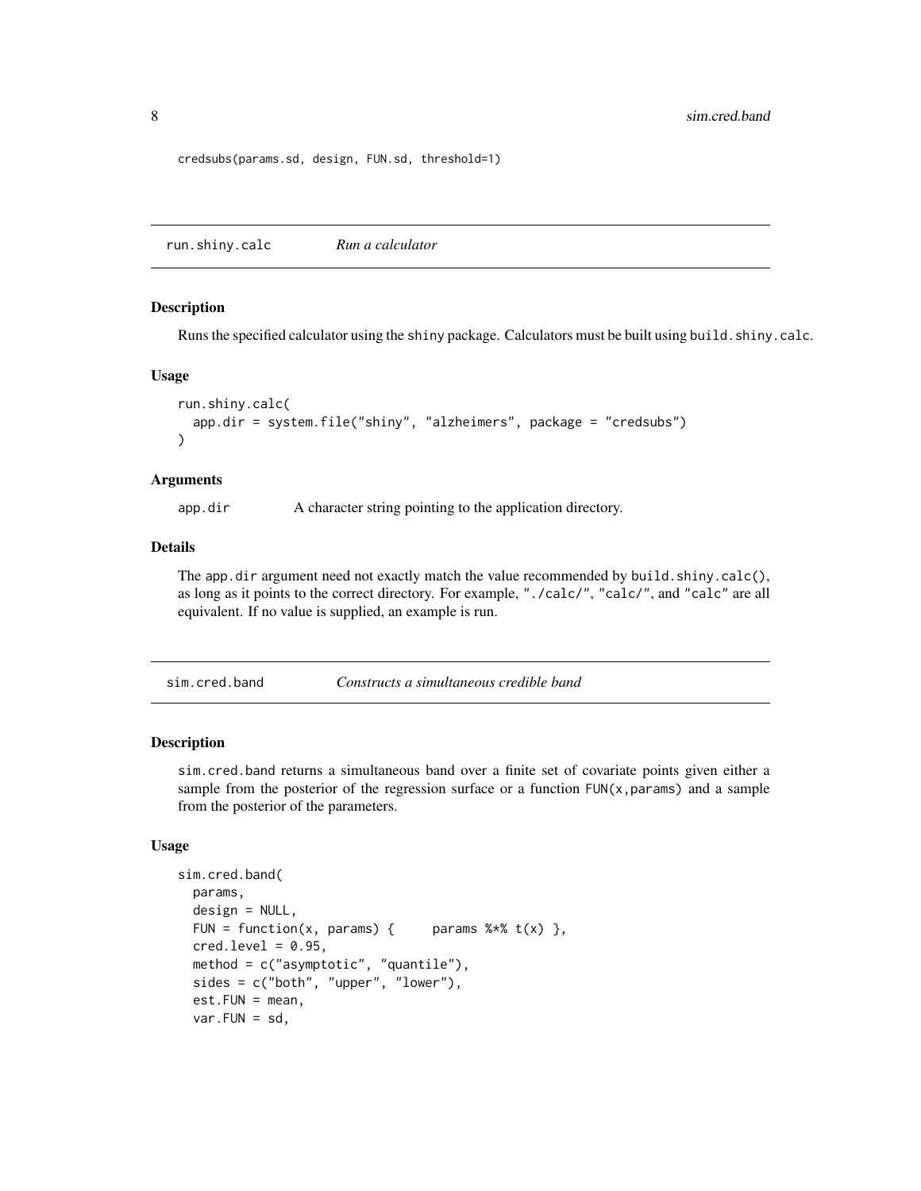```
credsubs(params.sd, design, FUN.sd, threshold=1)
```

## run.shiny.calc *Run a calculator*

### Description

Runs the specified calculator using the shiny package. Calculators must be built using build.shiny.calc.

### Usage

```
run.shiny.calc(
  app.dir = system.file("shiny", "alzheimers", package = "credsubs")
)
```

### Arguments

app.dir    A character string pointing to the application directory.

### Details

The app.dir argument need not exactly match the value recommended by build.shiny.calc(), as long as it points to the correct directory. For example, "./calc/", "calc/", and "calc" are all equivalent. If no value is supplied, an example is run.

## sim.cred.band *Constructs a simultaneous credible band*

### Description

sim.cred.band returns a simultaneous band over a finite set of covariate points given either a sample from the posterior of the regression surface or a function FUN(x,params) and a sample from the posterior of the parameters.

### Usage

```
sim.cred.band(
  params,
  design = NULL,
  FUN = function(x, params) {     params %*% t(x) },
  cred.level = 0.95,
  method = c("asymptotic", "quantile"),
  sides = c("both", "upper", "lower"),
  est.FUN = mean,
  var.FUN = sd,
```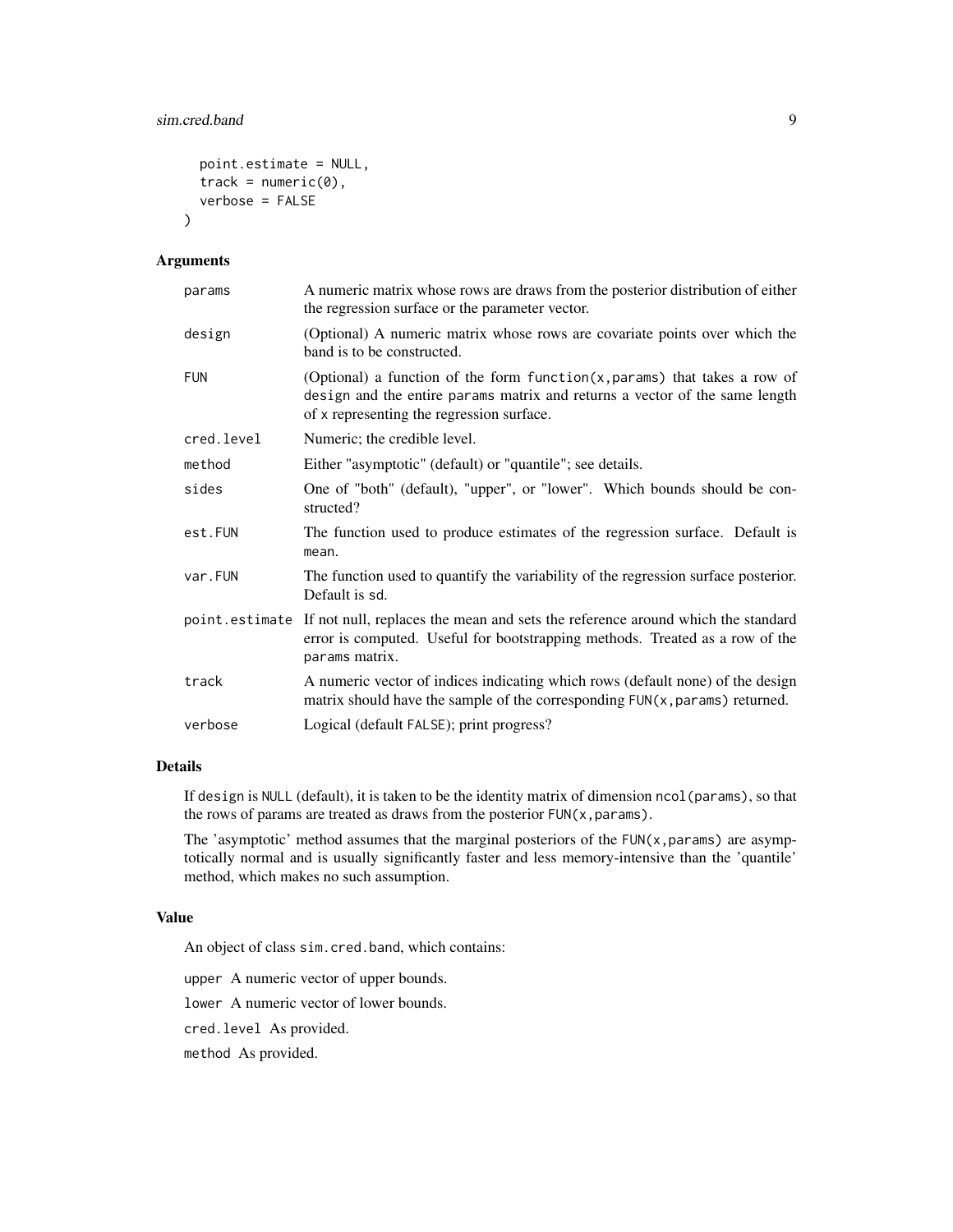```
  point.estimate = NULL,
  track = numeric(0),
  verbose = FALSE
)
```

## Arguments

| | |
|---|---|
| params | A numeric matrix whose rows are draws from the posterior distribution of either the regression surface or the parameter vector. |
| design | (Optional) A numeric matrix whose rows are covariate points over which the band is to be constructed. |
| FUN | (Optional) a function of the form `function(x,params)` that takes a row of `design` and the entire `params` matrix and returns a vector of the same length of `x` representing the regression surface. |
| cred.level | Numeric; the credible level. |
| method | Either "asymptotic" (default) or "quantile"; see details. |
| sides | One of "both" (default), "upper", or "lower". Which bounds should be constructed? |
| est.FUN | The function used to produce estimates of the regression surface. Default is `mean`. |
| var.FUN | The function used to quantify the variability of the regression surface posterior. Default is `sd`. |
| point.estimate | If not null, replaces the mean and sets the reference around which the standard error is computed. Useful for bootstrapping methods. Treated as a row of the `params` matrix. |
| track | A numeric vector of indices indicating which rows (default none) of the design matrix should have the sample of the corresponding `FUN(x,params)` returned. |
| verbose | Logical (default `FALSE`); print progress? |

## Details

If `design` is `NULL` (default), it is taken to be the identity matrix of dimension `ncol(params)`, so that the rows of params are treated as draws from the posterior `FUN(x,params)`.

The 'asymptotic' method assumes that the marginal posteriors of the `FUN(x,params)` are asymptotically normal and is usually significantly faster and less memory-intensive than the 'quantile' method, which makes no such assumption.

## Value

An object of class `sim.cred.band`, which contains:

`upper` A numeric vector of upper bounds.

`lower` A numeric vector of lower bounds.

`cred.level` As provided.

`method` As provided.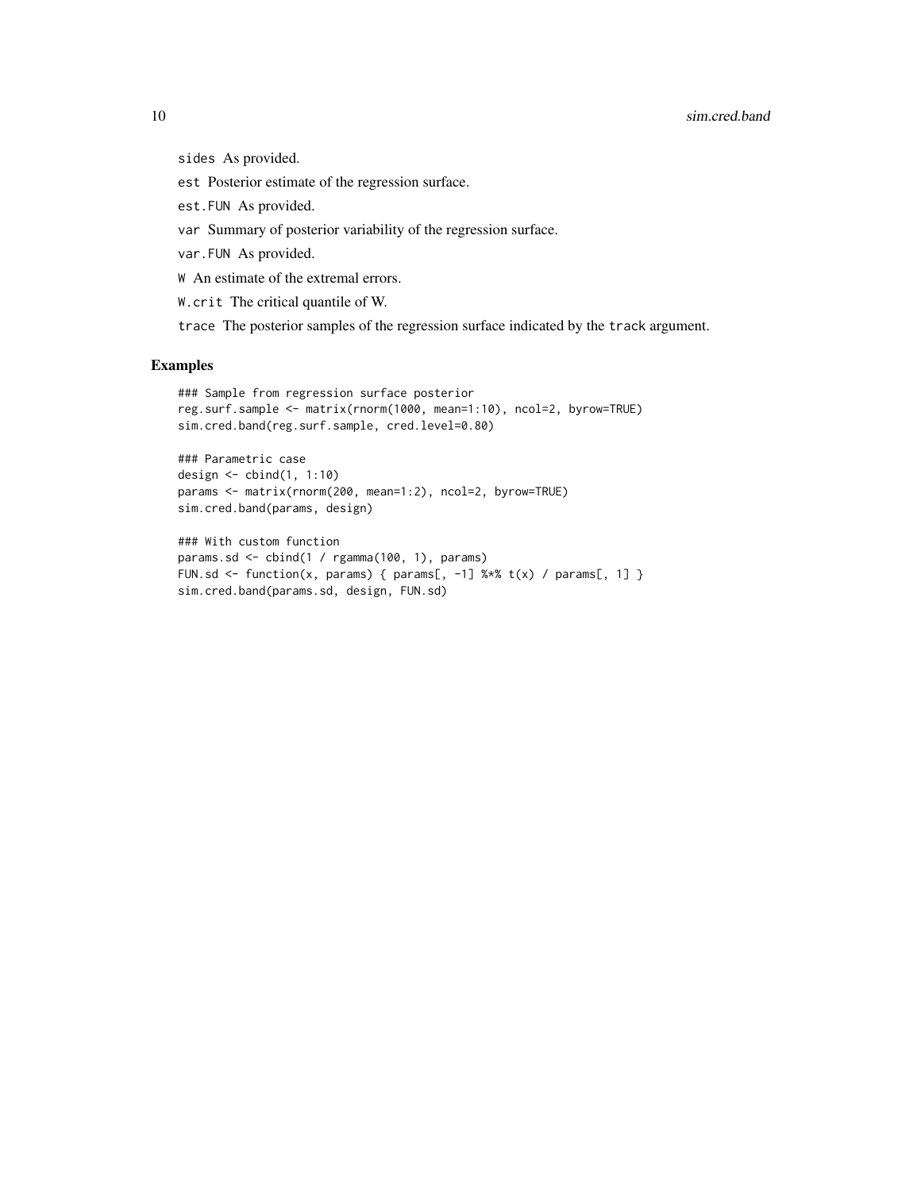`sides` As provided.

`est` Posterior estimate of the regression surface.

`est.FUN` As provided.

`var` Summary of posterior variability of the regression surface.

`var.FUN` As provided.

`W` An estimate of the extremal errors.

`W.crit` The critical quantile of W.

`trace` The posterior samples of the regression surface indicated by the `track` argument.

## Examples

```
### Sample from regression surface posterior
reg.surf.sample <- matrix(rnorm(1000, mean=1:10), ncol=2, byrow=TRUE)
sim.cred.band(reg.surf.sample, cred.level=0.80)

### Parametric case
design <- cbind(1, 1:10)
params <- matrix(rnorm(200, mean=1:2), ncol=2, byrow=TRUE)
sim.cred.band(params, design)

### With custom function
params.sd <- cbind(1 / rgamma(100, 1), params)
FUN.sd <- function(x, params) { params[, -1] %*% t(x) / params[, 1] }
sim.cred.band(params.sd, design, FUN.sd)
```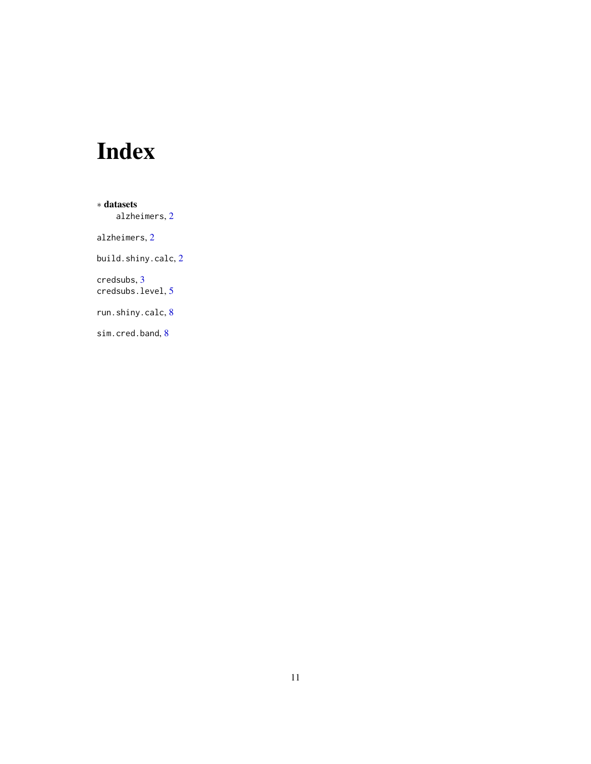# Index

* **datasets**
    alzheimers, 2

alzheimers, 2

build.shiny.calc, 2

credsubs, 3
credsubs.level, 5

run.shiny.calc, 8

sim.cred.band, 8